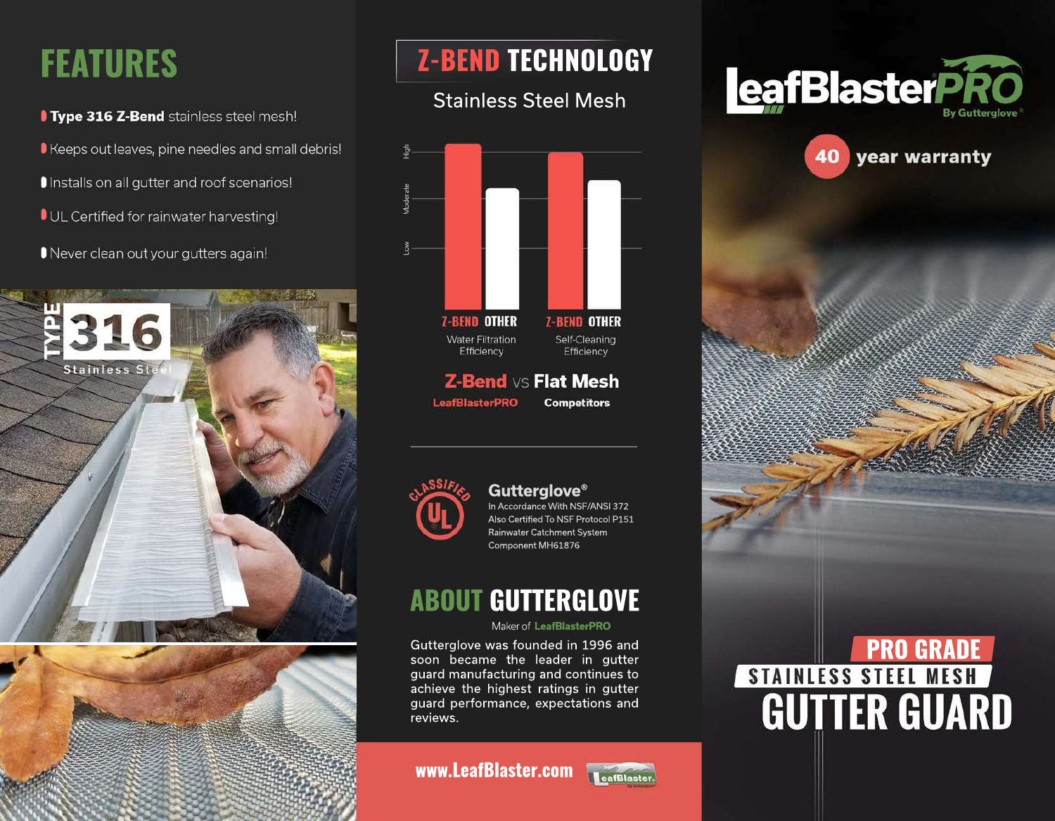# FEATURES

- **Type 316 Z-Bend** stainless steel mesh!
- Keeps out leaves, pine needles and small debris!
- Installs on all gutter and roof scenarios!
- UL Certified for rainwater harvesting!
- Never clean out your gutters again!

TYPE 316 Stainless Steel

# Z-BEND TECHNOLOGY

Stainless Steel Mesh

High / Moderate / Low

Z-BEND OTHER — Water Filtration Efficiency

Z-BEND OTHER — Self-Cleaning Efficiency

**Z-Bend** vs **Flat Mesh**

**LeafBlasterPRO** **Competitors**

CLASSIFIED UL

**Gutterglove®**
In Accordance With NSF/ANSI 372
Also Certified To NSF Protocol P151
Rainwater Catchment System
Component MH61876

# ABOUT GUTTERGLOVE

Maker of **LeafBlasterPRO**

Gutterglove was founded in 1996 and soon became the leader in gutter guard manufacturing and continues to achieve the highest ratings in gutter guard performance, expectations and reviews.

**www.LeafBlaster.com**

# LeafBlasterPRO

By Gutterglove®

**40 year warranty**

## PRO GRADE
## STAINLESS STEEL MESH
## GUTTER GUARD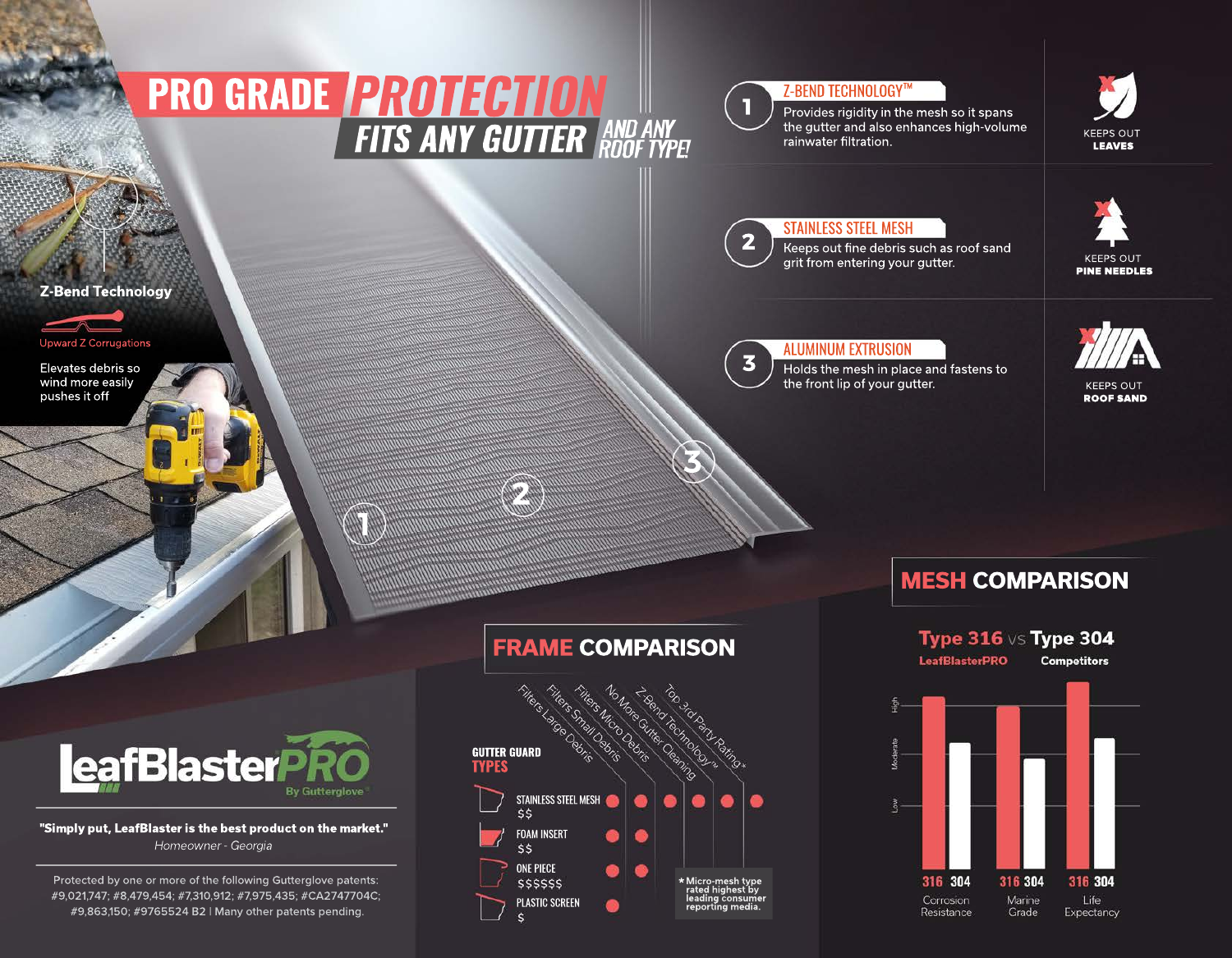# PRO GRADE PROTECTION

## FITS ANY GUTTER AND ANY ROOF TYPE!

**Z-Bend Technology**

Upward Z Corrugations

Elevates debris so wind more easily pushes it off

### 1 Z-BEND TECHNOLOGY™

Provides rigidity in the mesh so it spans the gutter and also enhances high-volume rainwater filtration.

### 2 STAINLESS STEEL MESH

Keeps out fine debris such as roof sand grit from entering your gutter.

### 3 ALUMINUM EXTRUSION

Holds the mesh in place and fastens to the front lip of your gutter.

KEEPS OUT **LEAVES**

KEEPS OUT **PINE NEEDLES**

KEEPS OUT **ROOF SAND**

## FRAME COMPARISON

| GUTTER GUARD TYPES | Filters Large Debris | Filters Small Debris | Filters Micro Debris | No More Gutter Cleaning | Z-Bend Technology™ | Top 3rd Party Rating* |
|---|---|---|---|---|---|---|
| STAINLESS STEEL MESH $$ | ● | ● | ● | ● | ● | ● |
| FOAM INSERT $$ | ● | ● | | | | |
| ONE PIECE $$$$$$ | ● | ● | | | | |
| PLASTIC SCREEN $ | ● | | | | | |

*Micro-mesh type rated highest by leading consumer reporting media.

## MESH COMPARISON

**Type 316** vs **Type 304**

LeafBlasterPRO — Competitors

High

Moderate

Low

316 304 Corrosion Resistance

316 304 Marine Grade

316 304 Life Expectancy

**LeafBlasterPRO** By Gutterglove®

**"Simply put, LeafBlaster is the best product on the market."**

*Homeowner - Georgia*

Protected by one or more of the following Gutterglove patents: #9,021,747; #8,479,454; #7,310,912; #7,975,435; #CA2747704C; #9,863,150; #9765524 B2 | Many other patents pending.